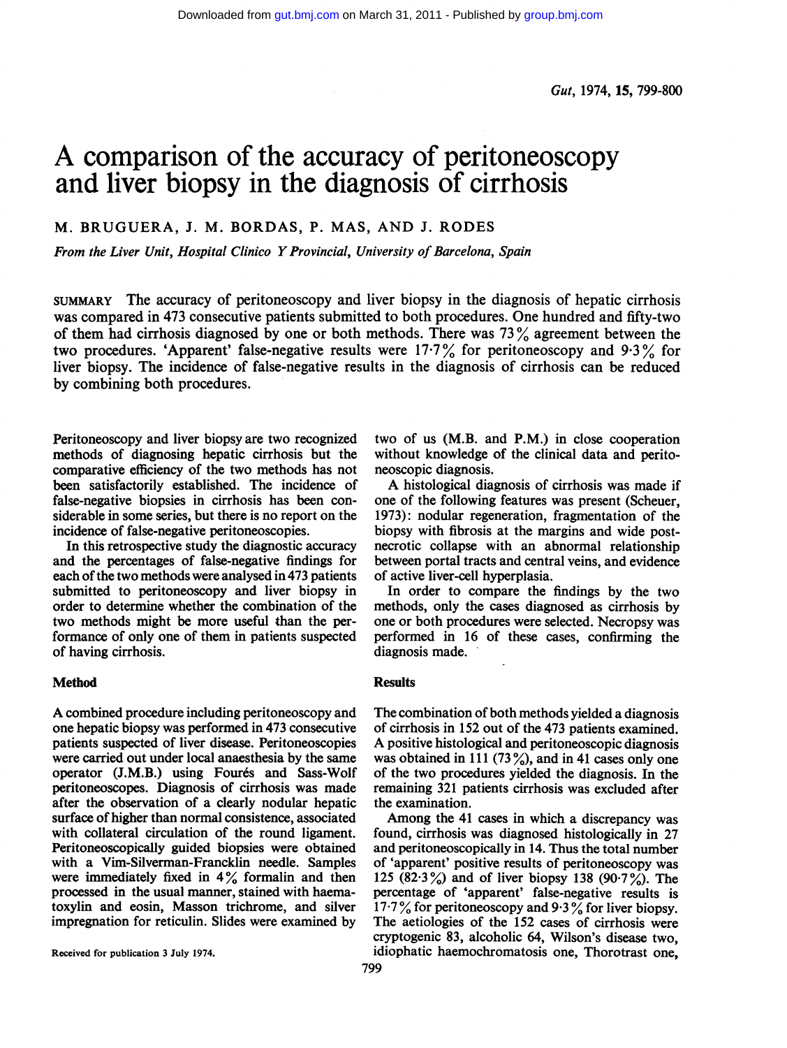# A comparison of the accuracy of peritoneoscopy and liver biopsy in the diagnosis of cirrhosis

M. BRUGUERA, J. M. BORDAS, P. MAS, AND J. RODES

*From the Liver Unit, Hospital Clinico Y Provincial, University of Barcelona, Spain*

SUMMARY The accuracy of peritoneoscopy and liver biopsy in the diagnosis of hepatic cirrhosis was compared in 473 consecutive patients submitted to both procedures. One hundred and fifty-two of them had cirrhosis diagnosed by one or both methods. There was 73% agreement between the two procedures. 'Apparent' false-negative results were 17·7% for peritoneoscopy and 9·3% for liver biopsy. The incidence of false-negative results in the diagnosis of cirrhosis can be reduced by combining both procedures.

Peritoneoscopy and liver biopsy are two recognized methods of diagnosing hepatic cirrhosis but the comparative efficiency of the two methods has not been satisfactorily established. The incidence of false-negative biopsies in cirrhosis has been considerable in some series, but there is no report on the incidence of false-negative peritoneoscopies.

In this retrospective study the diagnostic accuracy and the percentages of false-negative findings for each of the two methods were analysed in 473 patients submitted to peritoneoscopy and liver biopsy in order to determine whether the combination of the two methods might be more useful than the performance of only one of them in patients suspected of having cirrhosis.

## Method

A combined procedure including peritoneoscopy and one hepatic biopsy was performed in 473 consecutive patients suspected of liver disease. Peritoneoscopies were carried out under local anaesthesia by the same operator (J.M.B.) using Fourés and Sass-Wolf peritoneoscopes. Diagnosis of cirrhosis was made after the observation of a clearly nodular hepatic surface of higher than normal consistence, associated with collateral circulation of the round ligament. Peritoneoscopically guided biopsies were obtained with a Vim-Silverman-Francklin needle. Samples were immediately fixed in 4% formalin and then processed in the usual manner, stained with haematoxylin and eosin, Masson trichrome, and silver impregnation for reticulin. Slides were examined by two of us (M.B. and P.M.) in close cooperation without knowledge of the clinical data and peritoneoscopic diagnosis.

A histological diagnosis of cirrhosis was made if one of the following features was present (Scheuer, 1973): nodular regeneration, fragmentation of the biopsy with fibrosis at the margins and wide post-necrotic collapse with an abnormal relationship between portal tracts and central veins, and evidence of active liver-cell hyperplasia.

In order to compare the findings by the two methods, only the cases diagnosed as cirrhosis by one or both procedures were selected. Necropsy was performed in 16 of these cases, confirming the diagnosis made.

## Results

The combination of both methods yielded a diagnosis of cirrhosis in 152 out of the 473 patients examined. A positive histological and peritoneoscopic diagnosis was obtained in 111 (73%), and in 41 cases only one of the two procedures yielded the diagnosis. In the remaining 321 patients cirrhosis was excluded after the examination.

Among the 41 cases in which a discrepancy was found, cirrhosis was diagnosed histologically in 27 and peritoneoscopically in 14. Thus the total number of 'apparent' positive results of peritoneoscopy was 125 (82·3%) and of liver biopsy 138 (90·7%). The percentage of 'apparent' false-negative results is 17·7% for peritoneoscopy and 9·3% for liver biopsy. The aetiologies of the 152 cases of cirrhosis were cryptogenic 83, alcoholic 64, Wilson's disease two, idiophatic haemochromatosis one, Thorotrast one,

Received for publication 3 July 1974.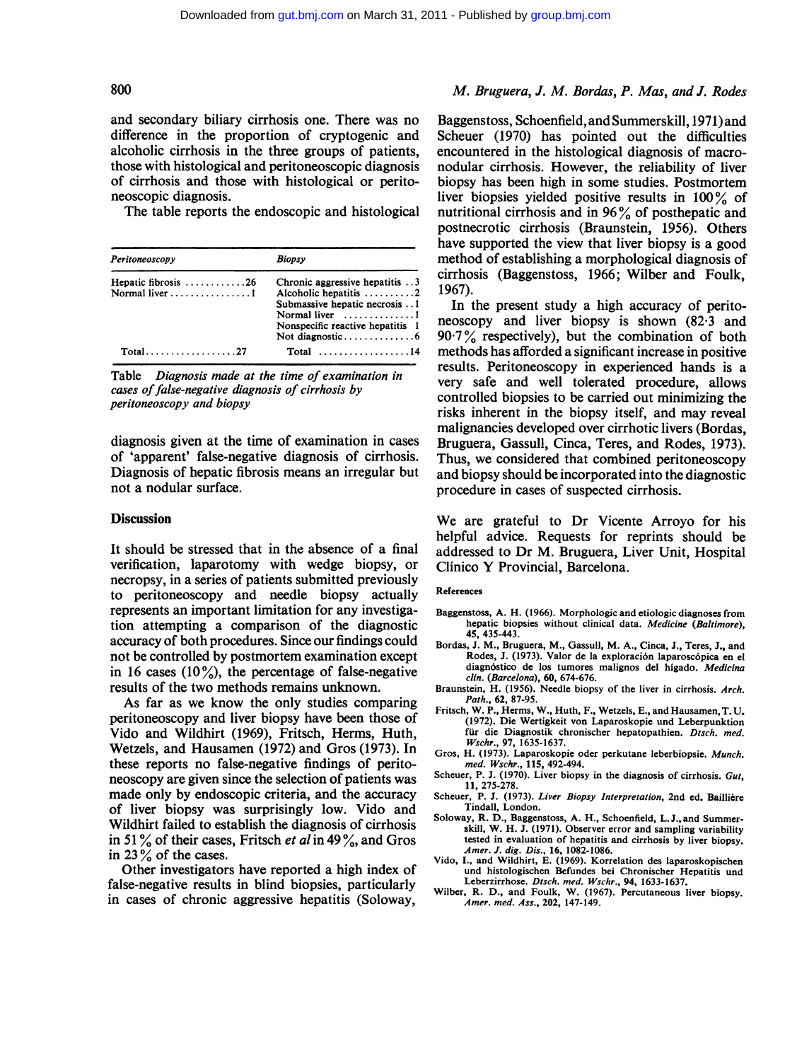and secondary biliary cirrhosis one. There was no difference in the proportion of cryptogenic and alcoholic cirrhosis in the three groups of patients, those with histological and peritoneoscopic diagnosis of cirrhosis and those with histological or peritoneoscopic diagnosis.

The table reports the endoscopic and histological diagnosis given at the time of examination in cases of 'apparent' false-negative diagnosis of cirrhosis. Diagnosis of hepatic fibrosis means an irregular but not a nodular surface.

| *Peritoneoscopy* | | *Biopsy* | |
|---|---|---|---|
| Hepatic fibrosis | 26 | Chronic aggressive hepatitis | 3 |
| Normal liver | 1 | Alcoholic hepatitis | 2 |
| | | Submassive hepatic necrosis | 1 |
| | | Normal liver | 1 |
| | | Nonspecific reactive hepatitis | 1 |
| | | Not diagnostic | 6 |
| Total | 27 | Total | 14 |

Table *Diagnosis made at the time of examination in cases of false-negative diagnosis of cirrhosis by peritoneoscopy and biopsy*

## Discussion

It should be stressed that in the absence of a final verification, laparotomy with wedge biopsy, or necropsy, in a series of patients submitted previously to peritoneoscopy and needle biopsy actually represents an important limitation for any investigation attempting a comparison of the diagnostic accuracy of both procedures. Since our findings could not be controlled by postmortem examination except in 16 cases (10%), the percentage of false-negative results of the two methods remains unknown.

As far as we know the only studies comparing peritoneoscopy and liver biopsy have been those of Vido and Wildhirt (1969), Fritsch, Herms, Huth, Wetzels, and Hausamen (1972) and Gros (1973). In these reports no false-negative findings of peritoneoscopy are given since the selection of patients was made only by endoscopic criteria, and the accuracy of liver biopsy was surprisingly low. Vido and Wildhirt failed to establish the diagnosis of cirrhosis in 51% of their cases, Fritsch *et al* in 49%, and Gros in 23% of the cases.

Other investigators have reported a high index of false-negative results in blind biopsies, particularly in cases of chronic aggressive hepatitis (Soloway, Baggenstoss, Schoenfield, and Summerskill, 1971) and Scheuer (1970) has pointed out the difficulties encountered in the histological diagnosis of macronodular cirrhosis. However, the reliability of liver biopsy has been high in some studies. Postmortem liver biopsies yielded positive results in 100% of nutritional cirrhosis and in 96% of posthepatic and postnecrotic cirrhosis (Braunstein, 1956). Others have supported the view that liver biopsy is a good method of establishing a morphological diagnosis of cirrhosis (Baggenstoss, 1966; Wilber and Foulk, 1967).

In the present study a high accuracy of peritoneoscopy and liver biopsy is shown (82·3 and 90·7% respectively), but the combination of both methods has afforded a significant increase in positive results. Peritoneoscopy in experienced hands is a very safe and well tolerated procedure, allows controlled biopsies to be carried out minimizing the risks inherent in the biopsy itself, and may reveal malignancies developed over cirrhotic livers (Bordas, Bruguera, Gassull, Cinca, Teres, and Rodes, 1973). Thus, we considered that combined peritoneoscopy and biopsy should be incorporated into the diagnostic procedure in cases of suspected cirrhosis.

We are grateful to Dr Vicente Arroyo for his helpful advice. Requests for reprints should be addressed to Dr M. Bruguera, Liver Unit, Hospital Clínico Y Provincial, Barcelona.

### References

Baggenstoss, A. H. (1966). Morphologic and etiologic diagnoses from hepatic biopsies without clinical data. *Medicine (Baltimore)*, **45**, 435-443.

Bordas, J. M., Bruguera, M., Gassull, M. A., Cinca, J., Teres, J., and Rodes, J. (1973). Valor de la exploración laparoscópica en el diagnóstico de los tumores malignos del hígado. *Medicina clin. (Barcelona)*, **60**, 674-676.

Braunstein, H. (1956). Needle biopsy of the liver in cirrhosis. *Arch. Path.*, **62**, 87-95.

Fritsch, W. P., Herms, W., Huth, F., Wetzels, E., and Hausamen, T. U. (1972). Die Wertigkeit von Laparoskopie und Leberpunktion für die Diagnostik chronischer hepatopathien. *Dtsch. med. Wschr.*, **97**, 1635-1637.

Gros, H. (1973). Laparoskopie oder perkutane leberbiopsie. *Munch. med. Wschr.*, **115**, 492-494.

Scheuer, P. J. (1970). Liver biopsy in the diagnosis of cirrhosis. *Gut*, **11**, 275-278.

Scheuer, P. J. (1973). *Liver Biopsy Interpretation*, 2nd ed. Baillière Tindall, London.

Soloway, R. D., Baggenstoss, A. H., Schoenfield, L. J., and Summerskill, W. H. J. (1971). Observer error and sampling variability tested in evaluation of hepatitis and cirrhosis by liver biopsy. *Amer. J. dig. Dis.*, **16**, 1082-1086.

Vido, I., and Wildhirt, E. (1969). Korrelation des laparoskopischen und histologischen Befundes bei Chronischer Hepatitis und Leberzirrhose. *Dtsch. med. Wschr.*, **94**, 1633-1637.

Wilber, R. D., and Foulk, W. (1967). Percutaneous liver biopsy. *Amer. med. Ass.*, **202**, 147-149.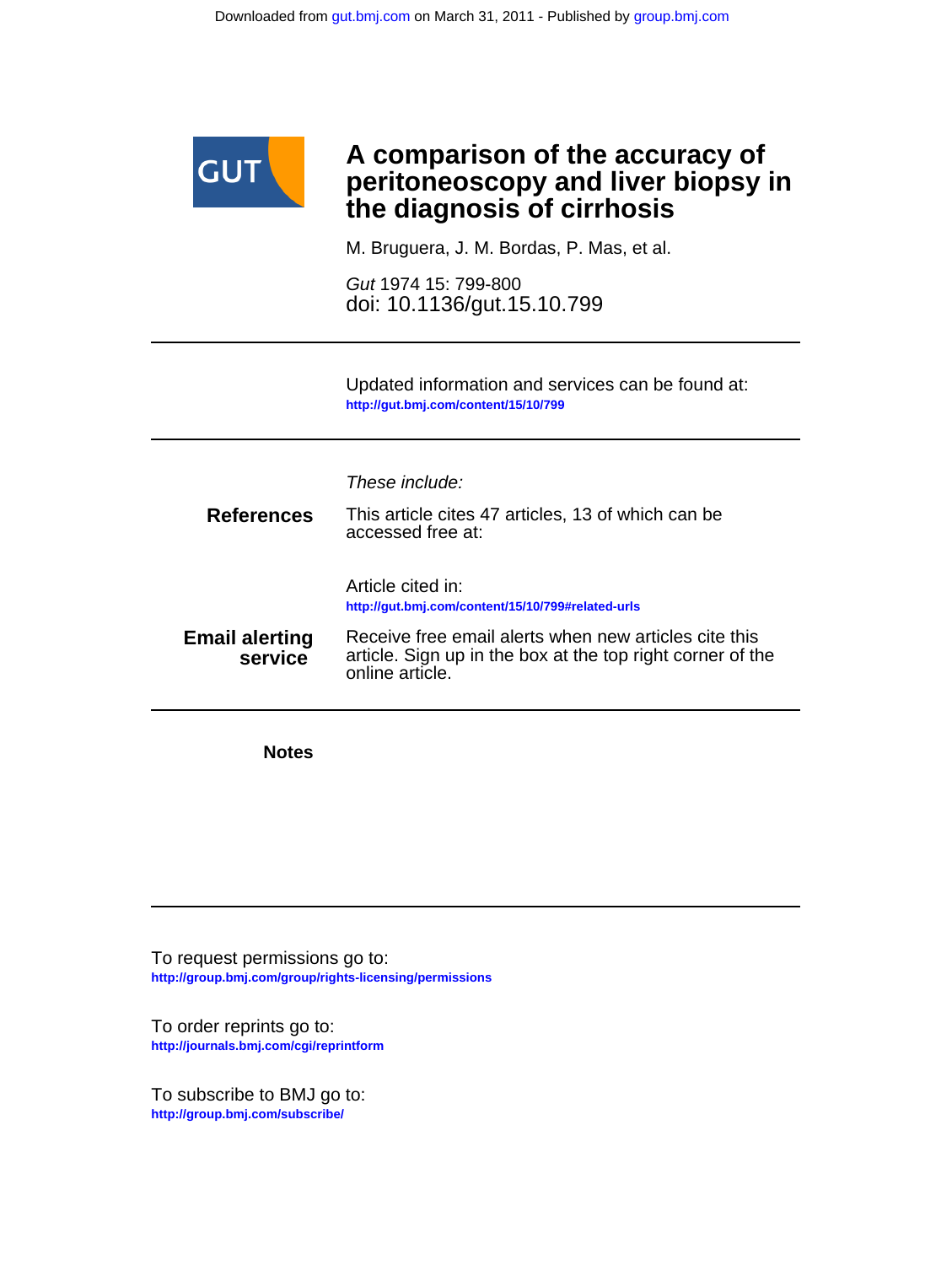# A comparison of the accuracy of peritoneoscopy and liver biopsy in the diagnosis of cirrhosis

M. Bruguera, J. M. Bordas, P. Mas, et al.

*Gut* 1974 15: 799-800
doi: 10.1136/gut.15.10.799

---

Updated information and services can be found at:
**http://gut.bmj.com/content/15/10/799**

---

*These include:*

**References**

This article cites 47 articles, 13 of which can be accessed free at:

Article cited in:
**http://gut.bmj.com/content/15/10/799#related-urls**

**Email alerting service**

Receive free email alerts when new articles cite this article. Sign up in the box at the top right corner of the online article.

---

**Notes**

---

To request permissions go to:
**http://group.bmj.com/group/rights-licensing/permissions**

To order reprints go to:
**http://journals.bmj.com/cgi/reprintform**

To subscribe to BMJ go to:
**http://group.bmj.com/subscribe/**